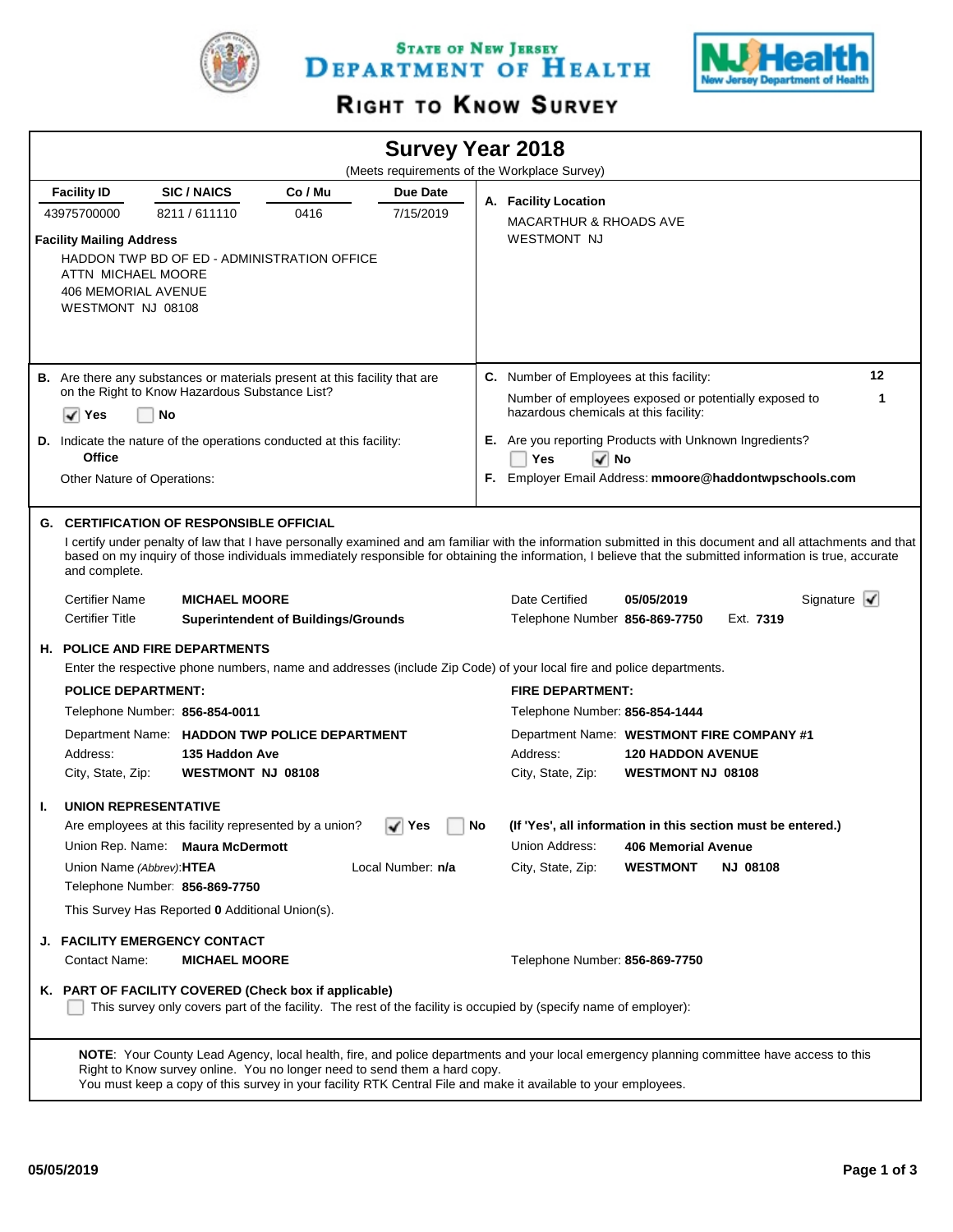**State of New Jersey**
**Department of Health**

# Right to Know Survey

## Survey Year 2018

(Meets requirements of the Workplace Survey)

| Facility ID | SIC / NAICS | Co / Mu | Due Date |
|---|---|---|---|
| 43975700000 | 8211 / 611110 | 0416 | 7/15/2019 |

**Facility Mailing Address**

HADDON TWP BD OF ED - ADMINISTRATION OFFICE
ATTN MICHAEL MOORE
406 MEMORIAL AVENUE
WESTMONT NJ 08108

**A. Facility Location**

MACARTHUR & RHOADS AVE
WESTMONT NJ

**B.** Are there any substances or materials present at this facility that are on the Right to Know Hazardous Substance List?

☑ Yes ☐ No

**C.** Number of Employees at this facility: **12**

Number of employees exposed or potentially exposed to hazardous chemicals at this facility: **1**

**D.** Indicate the nature of the operations conducted at this facility:
**Office**

Other Nature of Operations:

**E.** Are you reporting Products with Unknown Ingredients?

☐ Yes ☑ No

**F.** Employer Email Address: **mmoore@haddontwpschools.com**

### G. CERTIFICATION OF RESPONSIBLE OFFICIAL

I certify under penalty of law that I have personally examined and am familiar with the information submitted in this document and all attachments and that based on my inquiry of those individuals immediately responsible for obtaining the information, I believe that the submitted information is true, accurate and complete.

Certifier Name: **MICHAEL MOORE**
Certifier Title: **Superintendent of Buildings/Grounds**
Date Certified: **05/05/2019**
Telephone Number: **856-869-7750** Ext. **7319**
Signature ☑

### H. POLICE AND FIRE DEPARTMENTS

Enter the respective phone numbers, name and addresses (include Zip Code) of your local fire and police departments.

**POLICE DEPARTMENT:**

Telephone Number: **856-854-0011**
Department Name: **HADDON TWP POLICE DEPARTMENT**
Address: **135 Haddon Ave**
City, State, Zip: **WESTMONT NJ 08108**

**FIRE DEPARTMENT:**

Telephone Number: **856-854-1444**
Department Name: **WESTMONT FIRE COMPANY #1**
Address: **120 HADDON AVENUE**
City, State, Zip: **WESTMONT NJ 08108**

### I. UNION REPRESENTATIVE

Are employees at this facility represented by a union? ☑ Yes ☐ No

**(If 'Yes', all information in this section must be entered.)**

Union Rep. Name: **Maura McDermott**
Union Name *(Abbrev)*: **HTEA**
Local Number: **n/a**
Telephone Number: **856-869-7750**
Union Address: **406 Memorial Avenue**
City, State, Zip: **WESTMONT NJ 08108**

This Survey Has Reported **0** Additional Union(s).

### J. FACILITY EMERGENCY CONTACT

Contact Name: **MICHAEL MOORE**
Telephone Number: **856-869-7750**

### K. PART OF FACILITY COVERED (Check box if applicable)

☐ This survey only covers part of the facility. The rest of the facility is occupied by (specify name of employer):

**NOTE**: Your County Lead Agency, local health, fire, and police departments and your local emergency planning committee have access to this Right to Know survey online. You no longer need to send them a hard copy.
You must keep a copy of this survey in your facility RTK Central File and make it available to your employees.

05/05/2019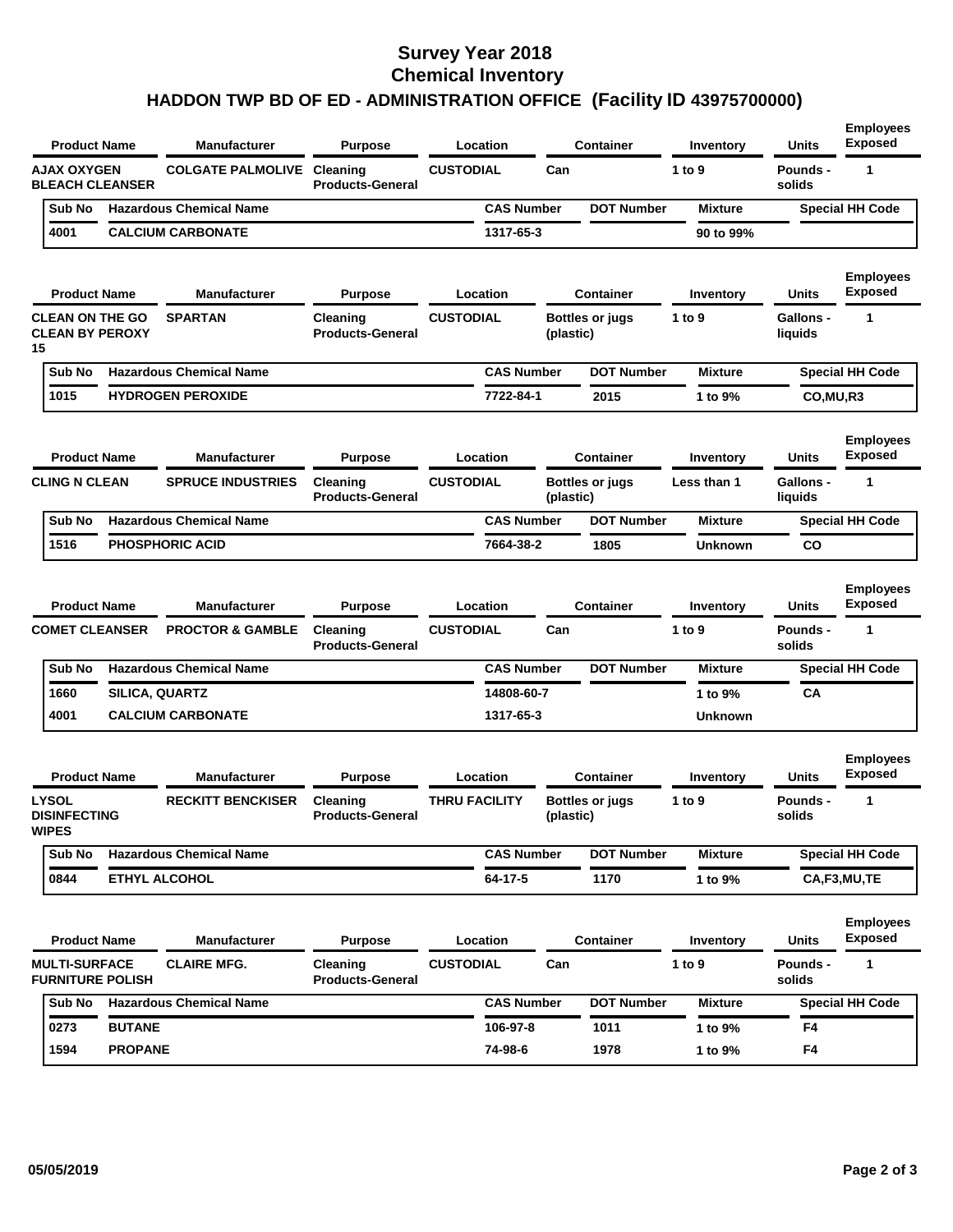# Survey Year 2018
# Chemical Inventory
## HADDON TWP BD OF ED - ADMINISTRATION OFFICE (Facility ID 43975700000)

| Product Name | Manufacturer | Purpose | Location | Container | Inventory | Units | Employees Exposed |
|---|---|---|---|---|---|---|---|
| AJAX OXYGEN BLEACH CLEANSER | COLGATE PALMOLIVE | Cleaning Products-General | CUSTODIAL | Can | 1 to 9 | Pounds - solids | 1 |

| Sub No | Hazardous Chemical Name | CAS Number | DOT Number | Mixture | Special HH Code |
|---|---|---|---|---|---|
| 4001 | CALCIUM CARBONATE | 1317-65-3 | | 90 to 99% | |

| Product Name | Manufacturer | Purpose | Location | Container | Inventory | Units | Employees Exposed |
|---|---|---|---|---|---|---|---|
| CLEAN ON THE GO CLEAN BY PEROXY 15 | SPARTAN | Cleaning Products-General | CUSTODIAL | Bottles or jugs (plastic) | 1 to 9 | Gallons - liquids | 1 |

| Sub No | Hazardous Chemical Name | CAS Number | DOT Number | Mixture | Special HH Code |
|---|---|---|---|---|---|
| 1015 | HYDROGEN PEROXIDE | 7722-84-1 | 2015 | 1 to 9% | CO,MU,R3 |

| Product Name | Manufacturer | Purpose | Location | Container | Inventory | Units | Employees Exposed |
|---|---|---|---|---|---|---|---|
| CLING N CLEAN | SPRUCE INDUSTRIES | Cleaning Products-General | CUSTODIAL | Bottles or jugs (plastic) | Less than 1 | Gallons - liquids | 1 |

| Sub No | Hazardous Chemical Name | CAS Number | DOT Number | Mixture | Special HH Code |
|---|---|---|---|---|---|
| 1516 | PHOSPHORIC ACID | 7664-38-2 | 1805 | Unknown | CO |

| Product Name | Manufacturer | Purpose | Location | Container | Inventory | Units | Employees Exposed |
|---|---|---|---|---|---|---|---|
| COMET CLEANSER | PROCTOR & GAMBLE | Cleaning Products-General | CUSTODIAL | Can | 1 to 9 | Pounds - solids | 1 |

| Sub No | Hazardous Chemical Name | CAS Number | DOT Number | Mixture | Special HH Code |
|---|---|---|---|---|---|
| 1660 | SILICA, QUARTZ | 14808-60-7 | | 1 to 9% | CA |
| 4001 | CALCIUM CARBONATE | 1317-65-3 | | Unknown | |

| Product Name | Manufacturer | Purpose | Location | Container | Inventory | Units | Employees Exposed |
|---|---|---|---|---|---|---|---|
| LYSOL DISINFECTING WIPES | RECKITT BENCKISER | Cleaning Products-General | THRU FACILITY | Bottles or jugs (plastic) | 1 to 9 | Pounds - solids | 1 |

| Sub No | Hazardous Chemical Name | CAS Number | DOT Number | Mixture | Special HH Code |
|---|---|---|---|---|---|
| 0844 | ETHYL ALCOHOL | 64-17-5 | 1170 | 1 to 9% | CA,F3,MU,TE |

| Product Name | Manufacturer | Purpose | Location | Container | Inventory | Units | Employees Exposed |
|---|---|---|---|---|---|---|---|
| MULTI-SURFACE FURNITURE POLISH | CLAIRE MFG. | Cleaning Products-General | CUSTODIAL | Can | 1 to 9 | Pounds - solids | 1 |

| Sub No | Hazardous Chemical Name | CAS Number | DOT Number | Mixture | Special HH Code |
|---|---|---|---|---|---|
| 0273 | BUTANE | 106-97-8 | 1011 | 1 to 9% | F4 |
| 1594 | PROPANE | 74-98-6 | 1978 | 1 to 9% | F4 |

05/05/2019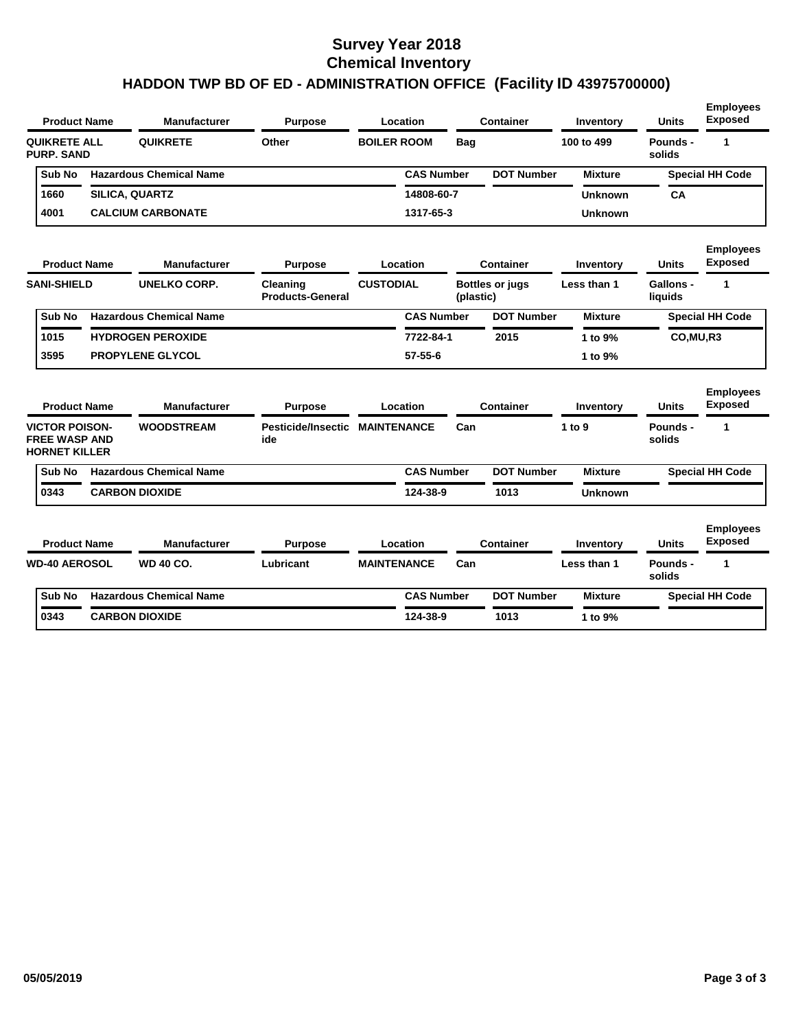# Survey Year 2018
## Chemical Inventory
## HADDON TWP BD OF ED - ADMINISTRATION OFFICE (Facility ID 43975700000)

| Product Name | Manufacturer | Purpose | Location | Container | Inventory | Units | Employees Exposed |
|---|---|---|---|---|---|---|---|
| QUIKRETE ALL PURP. SAND | QUIKRETE | Other | BOILER ROOM | Bag | 100 to 499 | Pounds - solids | 1 |

| Sub No | Hazardous Chemical Name | CAS Number | DOT Number | Mixture | Special HH Code |
|---|---|---|---|---|---|
| 1660 | SILICA, QUARTZ | 14808-60-7 | | Unknown | CA |
| 4001 | CALCIUM CARBONATE | 1317-65-3 | | Unknown | |

| Product Name | Manufacturer | Purpose | Location | Container | Inventory | Units | Employees Exposed |
|---|---|---|---|---|---|---|---|
| SANI-SHIELD | UNELKO CORP. | Cleaning Products-General | CUSTODIAL | Bottles or jugs (plastic) | Less than 1 | Gallons - liquids | 1 |

| Sub No | Hazardous Chemical Name | CAS Number | DOT Number | Mixture | Special HH Code |
|---|---|---|---|---|---|
| 1015 | HYDROGEN PEROXIDE | 7722-84-1 | 2015 | 1 to 9% | CO,MU,R3 |
| 3595 | PROPYLENE GLYCOL | 57-55-6 | | 1 to 9% | |

| Product Name | Manufacturer | Purpose | Location | Container | Inventory | Units | Employees Exposed |
|---|---|---|---|---|---|---|---|
| VICTOR POISON-FREE WASP AND HORNET KILLER | WOODSTREAM | Pesticide/Insecticide | MAINTENANCE | Can | 1 to 9 | Pounds - solids | 1 |

| Sub No | Hazardous Chemical Name | CAS Number | DOT Number | Mixture | Special HH Code |
|---|---|---|---|---|---|
| 0343 | CARBON DIOXIDE | 124-38-9 | 1013 | Unknown | |

| Product Name | Manufacturer | Purpose | Location | Container | Inventory | Units | Employees Exposed |
|---|---|---|---|---|---|---|---|
| WD-40 AEROSOL | WD 40 CO. | Lubricant | MAINTENANCE | Can | Less than 1 | Pounds - solids | 1 |

| Sub No | Hazardous Chemical Name | CAS Number | DOT Number | Mixture | Special HH Code |
|---|---|---|---|---|---|
| 0343 | CARBON DIOXIDE | 124-38-9 | 1013 | 1 to 9% | |

05/05/2019